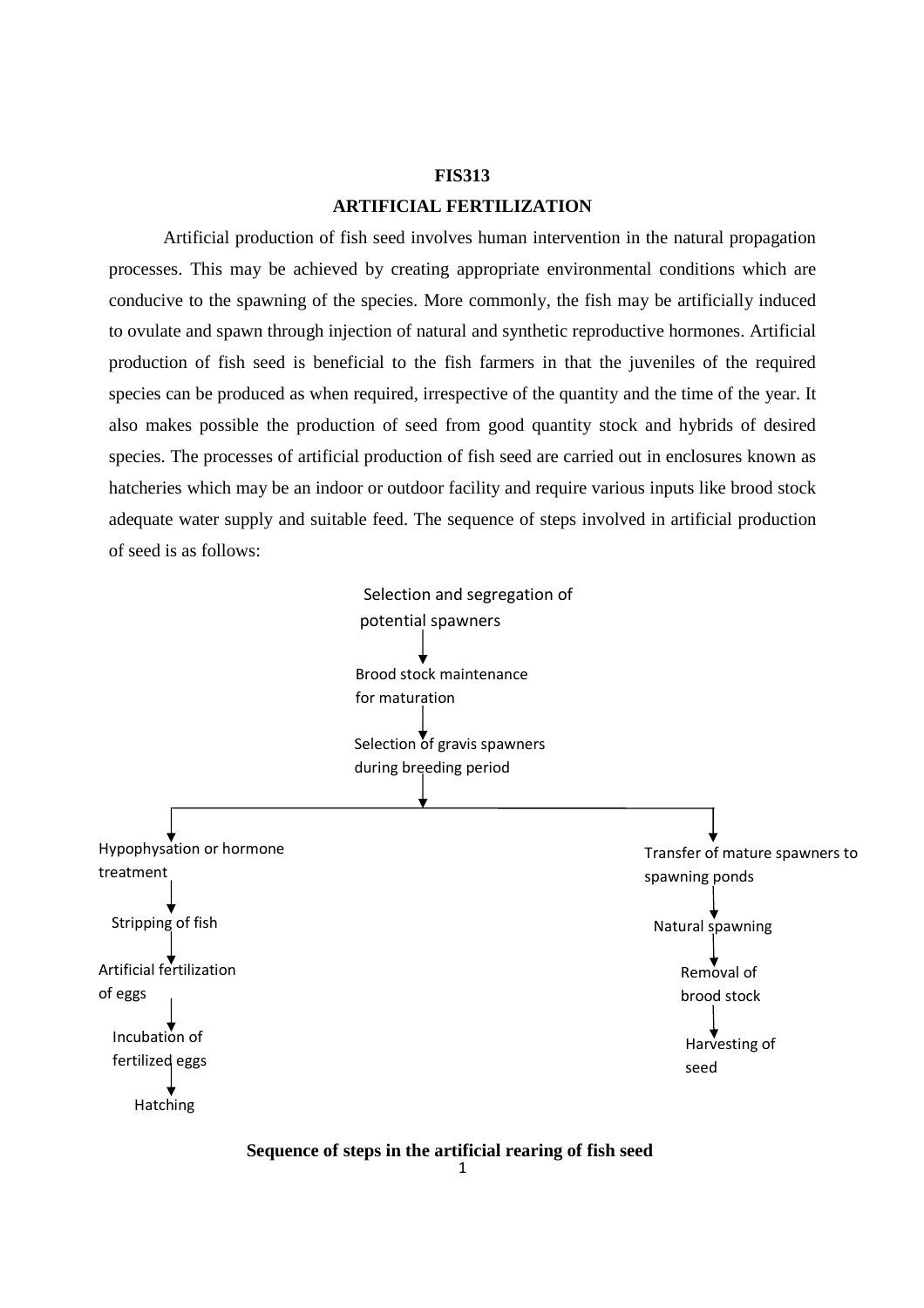# FIS313

## ARTIFICIAL FERTILIZATION

Artificial production of fish seed involves human intervention in the natural propagation processes. This may be achieved by creating appropriate environmental conditions which are conducive to the spawning of the species. More commonly, the fish may be artificially induced to ovulate and spawn through injection of natural and synthetic reproductive hormones. Artificial production of fish seed is beneficial to the fish farmers in that the juveniles of the required species can be produced as when required, irrespective of the quantity and the time of the year. It also makes possible the production of seed from good quantity stock and hybrids of desired species. The processes of artificial production of fish seed are carried out in enclosures known as hatcheries which may be an indoor or outdoor facility and require various inputs like brood stock adequate water supply and suitable feed. The sequence of steps involved in artificial production of seed is as follows:

Selection and segregation of potential spawners
↓
Brood stock maintenance for maturation
↓
Selection of gravis spawners during breeding period
↓

| Branch 1 | Branch 2 |
|---|---|
| Hypophysation or hormone treatment | Transfer of mature spawners to spawning ponds |
| ↓ | ↓ |
| Stripping of fish | Natural spawning |
| ↓ | ↓ |
| Artificial fertilization of eggs | Removal of brood stock |
| ↓ | ↓ |
| Incubation of fertilized eggs | Harvesting of seed |
| ↓ | |
| Hatching | |

**Sequence of steps in the artificial rearing of fish seed**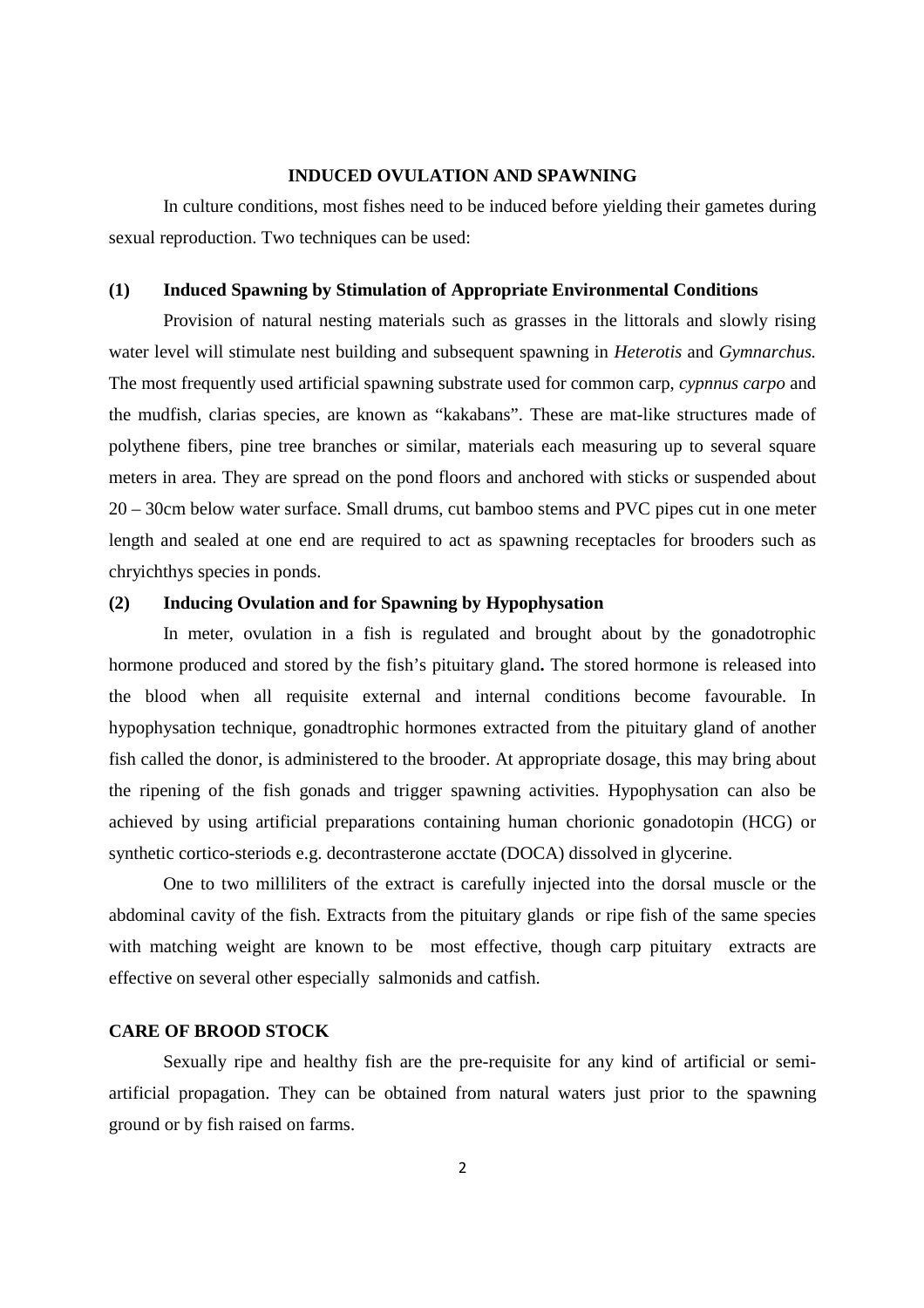## INDUCED OVULATION AND SPAWNING

In culture conditions, most fishes need to be induced before yielding their gametes during sexual reproduction. Two techniques can be used:

### (1) Induced Spawning by Stimulation of Appropriate Environmental Conditions

Provision of natural nesting materials such as grasses in the littorals and slowly rising water level will stimulate nest building and subsequent spawning in *Heterotis* and *Gymnarchus.* The most frequently used artificial spawning substrate used for common carp, *cypnnus carpo* and the mudfish, clarias species, are known as "kakabans". These are mat-like structures made of polythene fibers, pine tree branches or similar, materials each measuring up to several square meters in area. They are spread on the pond floors and anchored with sticks or suspended about 20 – 30cm below water surface. Small drums, cut bamboo stems and PVC pipes cut in one meter length and sealed at one end are required to act as spawning receptacles for brooders such as chryichthys species in ponds.

### (2) Inducing Ovulation and for Spawning by Hypophysation

In meter, ovulation in a fish is regulated and brought about by the gonadotrophic hormone produced and stored by the fish's pituitary gland**.** The stored hormone is released into the blood when all requisite external and internal conditions become favourable. In hypophysation technique, gonadtrophic hormones extracted from the pituitary gland of another fish called the donor, is administered to the brooder. At appropriate dosage, this may bring about the ripening of the fish gonads and trigger spawning activities. Hypophysation can also be achieved by using artificial preparations containing human chorionic gonadotopin (HCG) or synthetic cortico-steriods e.g. decontrasterone acctate (DOCA) dissolved in glycerine.

One to two milliliters of the extract is carefully injected into the dorsal muscle or the abdominal cavity of the fish. Extracts from the pituitary glands or ripe fish of the same species with matching weight are known to be most effective, though carp pituitary extracts are effective on several other especially salmonids and catfish.

## CARE OF BROOD STOCK

Sexually ripe and healthy fish are the pre-requisite for any kind of artificial or semi-artificial propagation. They can be obtained from natural waters just prior to the spawning ground or by fish raised on farms.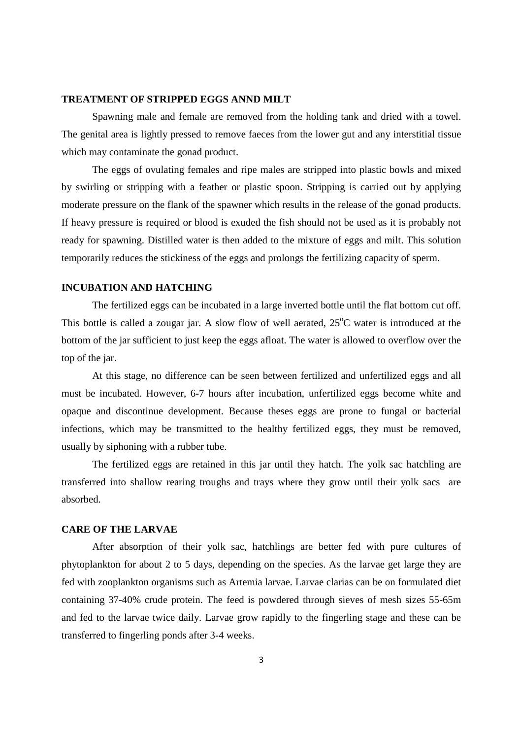## TREATMENT OF STRIPPED EGGS ANND MILT

Spawning male and female are removed from the holding tank and dried with a towel. The genital area is lightly pressed to remove faeces from the lower gut and any interstitial tissue which may contaminate the gonad product.

The eggs of ovulating females and ripe males are stripped into plastic bowls and mixed by swirling or stripping with a feather or plastic spoon. Stripping is carried out by applying moderate pressure on the flank of the spawner which results in the release of the gonad products. If heavy pressure is required or blood is exuded the fish should not be used as it is probably not ready for spawning. Distilled water is then added to the mixture of eggs and milt. This solution temporarily reduces the stickiness of the eggs and prolongs the fertilizing capacity of sperm.

## INCUBATION AND HATCHING

The fertilized eggs can be incubated in a large inverted bottle until the flat bottom cut off. This bottle is called a zougar jar. A slow flow of well aerated, $25^{o}$C water is introduced at the bottom of the jar sufficient to just keep the eggs afloat. The water is allowed to overflow over the top of the jar.

At this stage, no difference can be seen between fertilized and unfertilized eggs and all must be incubated. However, 6-7 hours after incubation, unfertilized eggs become white and opaque and discontinue development. Because theses eggs are prone to fungal or bacterial infections, which may be transmitted to the healthy fertilized eggs, they must be removed, usually by siphoning with a rubber tube.

The fertilized eggs are retained in this jar until they hatch. The yolk sac hatchling are transferred into shallow rearing troughs and trays where they grow until their yolk sacs are absorbed.

## CARE OF THE LARVAE

After absorption of their yolk sac, hatchlings are better fed with pure cultures of phytoplankton for about 2 to 5 days, depending on the species. As the larvae get large they are fed with zooplankton organisms such as Artemia larvae. Larvae clarias can be on formulated diet containing 37-40% crude protein. The feed is powdered through sieves of mesh sizes 55-65m and fed to the larvae twice daily. Larvae grow rapidly to the fingerling stage and these can be transferred to fingerling ponds after 3-4 weeks.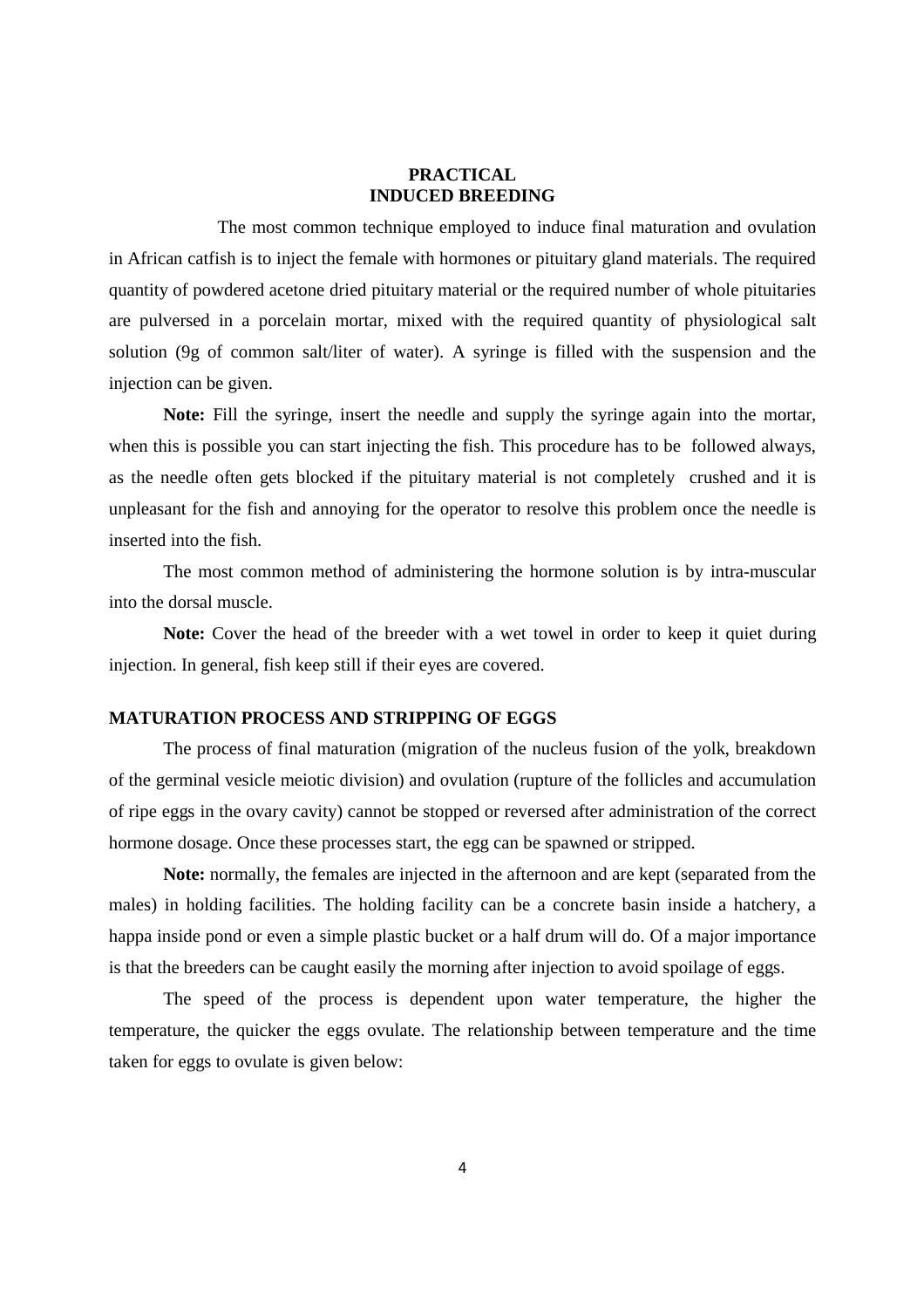# PRACTICAL
# INDUCED BREEDING

The most common technique employed to induce final maturation and ovulation in African catfish is to inject the female with hormones or pituitary gland materials. The required quantity of powdered acetone dried pituitary material or the required number of whole pituitaries are pulversed in a porcelain mortar, mixed with the required quantity of physiological salt solution (9g of common salt/liter of water). A syringe is filled with the suspension and the injection can be given.

**Note:** Fill the syringe, insert the needle and supply the syringe again into the mortar, when this is possible you can start injecting the fish. This procedure has to be followed always, as the needle often gets blocked if the pituitary material is not completely crushed and it is unpleasant for the fish and annoying for the operator to resolve this problem once the needle is inserted into the fish.

The most common method of administering the hormone solution is by intra-muscular into the dorsal muscle.

**Note:** Cover the head of the breeder with a wet towel in order to keep it quiet during injection. In general, fish keep still if their eyes are covered.

## MATURATION PROCESS AND STRIPPING OF EGGS

The process of final maturation (migration of the nucleus fusion of the yolk, breakdown of the germinal vesicle meiotic division) and ovulation (rupture of the follicles and accumulation of ripe eggs in the ovary cavity) cannot be stopped or reversed after administration of the correct hormone dosage. Once these processes start, the egg can be spawned or stripped.

**Note:** normally, the females are injected in the afternoon and are kept (separated from the males) in holding facilities. The holding facility can be a concrete basin inside a hatchery, a happa inside pond or even a simple plastic bucket or a half drum will do. Of a major importance is that the breeders can be caught easily the morning after injection to avoid spoilage of eggs.

The speed of the process is dependent upon water temperature, the higher the temperature, the quicker the eggs ovulate. The relationship between temperature and the time taken for eggs to ovulate is given below: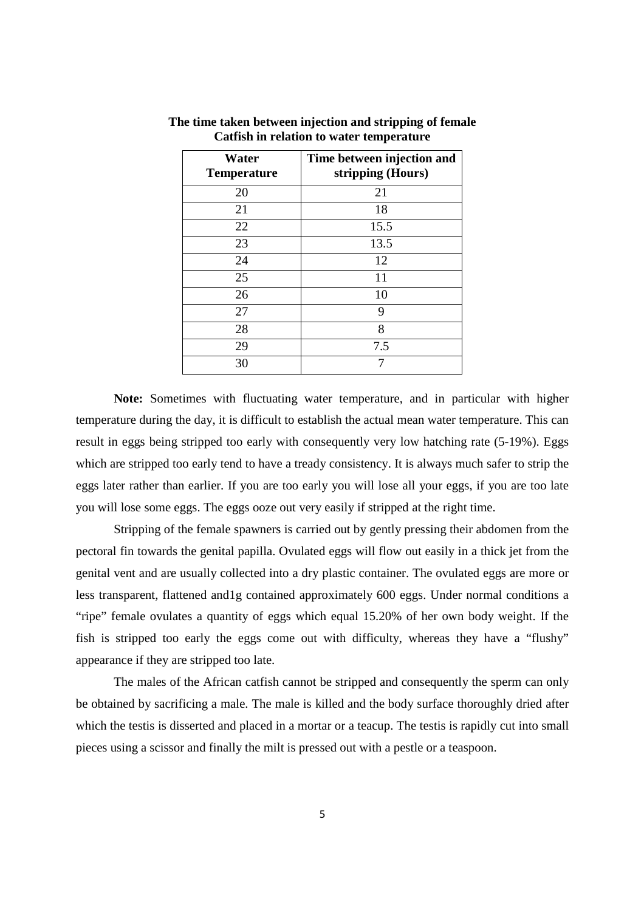**The time taken between injection and stripping of female Catfish in relation to water temperature**

| Water Temperature | Time between injection and stripping (Hours) |
| --- | --- |
| 20 | 21 |
| 21 | 18 |
| 22 | 15.5 |
| 23 | 13.5 |
| 24 | 12 |
| 25 | 11 |
| 26 | 10 |
| 27 | 9 |
| 28 | 8 |
| 29 | 7.5 |
| 30 | 7 |

**Note:** Sometimes with fluctuating water temperature, and in particular with higher temperature during the day, it is difficult to establish the actual mean water temperature. This can result in eggs being stripped too early with consequently very low hatching rate (5-19%). Eggs which are stripped too early tend to have a tready consistency. It is always much safer to strip the eggs later rather than earlier. If you are too early you will lose all your eggs, if you are too late you will lose some eggs. The eggs ooze out very easily if stripped at the right time.

Stripping of the female spawners is carried out by gently pressing their abdomen from the pectoral fin towards the genital papilla. Ovulated eggs will flow out easily in a thick jet from the genital vent and are usually collected into a dry plastic container. The ovulated eggs are more or less transparent, flattened and1g contained approximately 600 eggs. Under normal conditions a "ripe" female ovulates a quantity of eggs which equal 15.20% of her own body weight. If the fish is stripped too early the eggs come out with difficulty, whereas they have a "flushy" appearance if they are stripped too late.

The males of the African catfish cannot be stripped and consequently the sperm can only be obtained by sacrificing a male. The male is killed and the body surface thoroughly dried after which the testis is disserted and placed in a mortar or a teacup. The testis is rapidly cut into small pieces using a scissor and finally the milt is pressed out with a pestle or a teaspoon.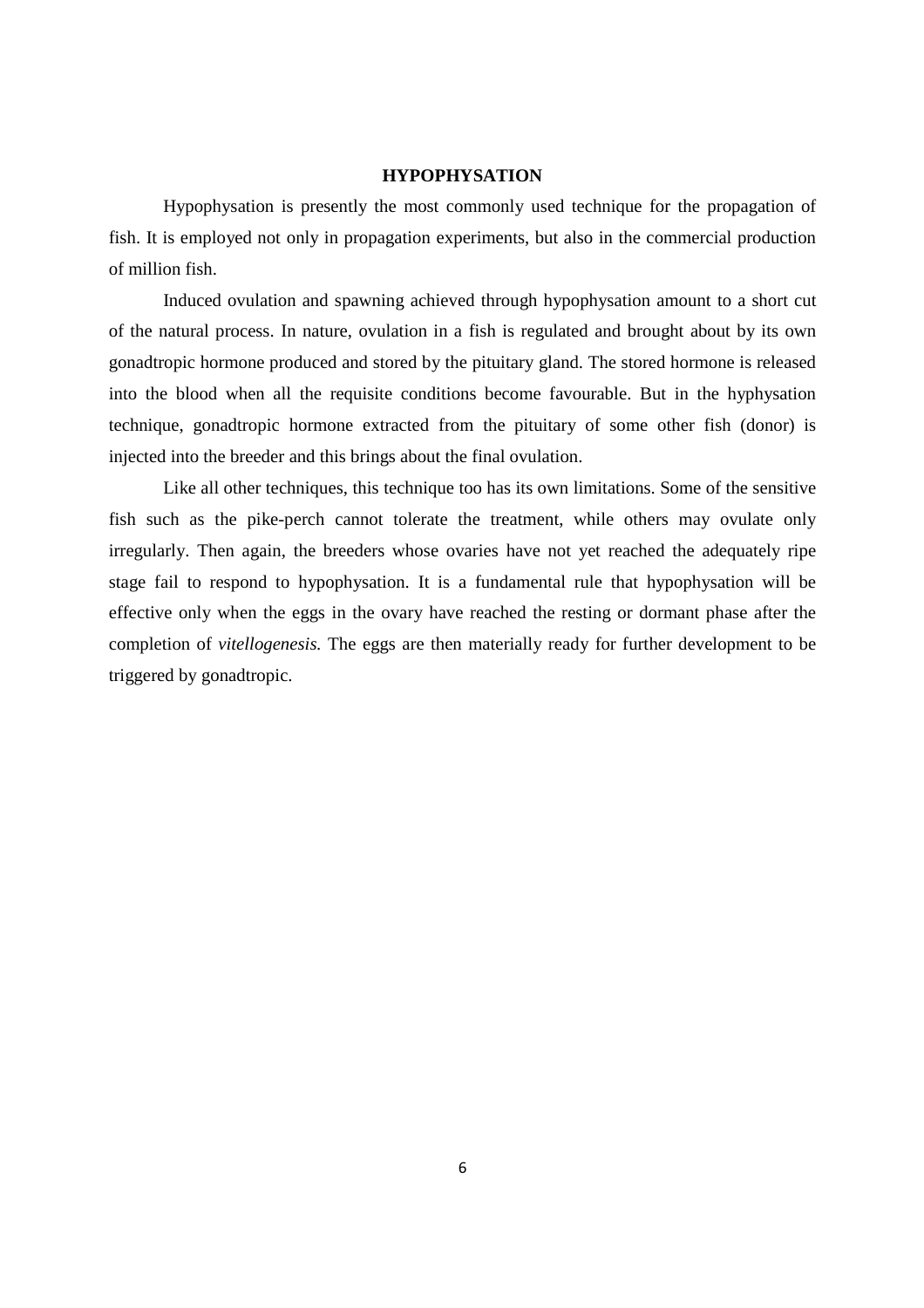## HYPOPHYSATION

Hypophysation is presently the most commonly used technique for the propagation of fish. It is employed not only in propagation experiments, but also in the commercial production of million fish.

Induced ovulation and spawning achieved through hypophysation amount to a short cut of the natural process. In nature, ovulation in a fish is regulated and brought about by its own gonadtropic hormone produced and stored by the pituitary gland. The stored hormone is released into the blood when all the requisite conditions become favourable. But in the hyphysation technique, gonadtropic hormone extracted from the pituitary of some other fish (donor) is injected into the breeder and this brings about the final ovulation.

Like all other techniques, this technique too has its own limitations. Some of the sensitive fish such as the pike-perch cannot tolerate the treatment, while others may ovulate only irregularly. Then again, the breeders whose ovaries have not yet reached the adequately ripe stage fail to respond to hypophysation. It is a fundamental rule that hypophysation will be effective only when the eggs in the ovary have reached the resting or dormant phase after the completion of *vitellogenesis.* The eggs are then materially ready for further development to be triggered by gonadtropic.